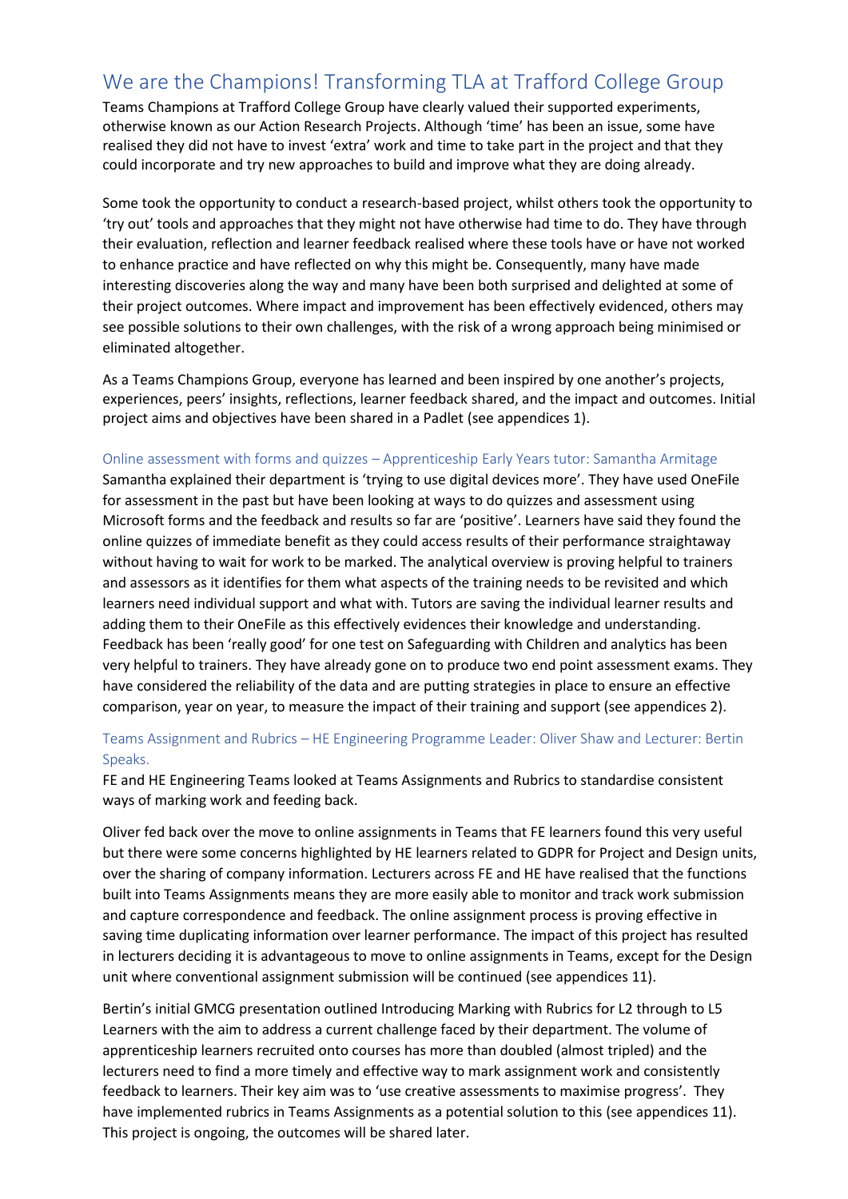# We are the Champions! Transforming TLA at Trafford College Group

Teams Champions at Trafford College Group have clearly valued their supported experiments, otherwise known as our Action Research Projects. Although 'time' has been an issue, some have realised they did not have to invest 'extra' work and time to take part in the project and that they could incorporate and try new approaches to build and improve what they are doing already.

Some took the opportunity to conduct a research-based project, whilst others took the opportunity to 'try out' tools and approaches that they might not have otherwise had time to do. They have through their evaluation, reflection and learner feedback realised where these tools have or have not worked to enhance practice and have reflected on why this might be. Consequently, many have made interesting discoveries along the way and many have been both surprised and delighted at some of their project outcomes. Where impact and improvement has been effectively evidenced, others may see possible solutions to their own challenges, with the risk of a wrong approach being minimised or eliminated altogether.

As a Teams Champions Group, everyone has learned and been inspired by one another's projects, experiences, peers' insights, reflections, learner feedback shared, and the impact and outcomes. Initial project aims and objectives have been shared in a Padlet (see appendices 1).

## Online assessment with forms and quizzes – Apprenticeship Early Years tutor: Samantha Armitage

Samantha explained their department is 'trying to use digital devices more'. They have used OneFile for assessment in the past but have been looking at ways to do quizzes and assessment using Microsoft forms and the feedback and results so far are 'positive'. Learners have said they found the online quizzes of immediate benefit as they could access results of their performance straightaway without having to wait for work to be marked. The analytical overview is proving helpful to trainers and assessors as it identifies for them what aspects of the training needs to be revisited and which learners need individual support and what with. Tutors are saving the individual learner results and adding them to their OneFile as this effectively evidences their knowledge and understanding. Feedback has been 'really good' for one test on Safeguarding with Children and analytics has been very helpful to trainers. They have already gone on to produce two end point assessment exams. They have considered the reliability of the data and are putting strategies in place to ensure an effective comparison, year on year, to measure the impact of their training and support (see appendices 2).

## Teams Assignment and Rubrics – HE Engineering Programme Leader: Oliver Shaw and Lecturer: Bertin Speaks.

FE and HE Engineering Teams looked at Teams Assignments and Rubrics to standardise consistent ways of marking work and feeding back.

Oliver fed back over the move to online assignments in Teams that FE learners found this very useful but there were some concerns highlighted by HE learners related to GDPR for Project and Design units, over the sharing of company information. Lecturers across FE and HE have realised that the functions built into Teams Assignments means they are more easily able to monitor and track work submission and capture correspondence and feedback. The online assignment process is proving effective in saving time duplicating information over learner performance. The impact of this project has resulted in lecturers deciding it is advantageous to move to online assignments in Teams, except for the Design unit where conventional assignment submission will be continued (see appendices 11).

Bertin's initial GMCG presentation outlined Introducing Marking with Rubrics for L2 through to L5 Learners with the aim to address a current challenge faced by their department. The volume of apprenticeship learners recruited onto courses has more than doubled (almost tripled) and the lecturers need to find a more timely and effective way to mark assignment work and consistently feedback to learners. Their key aim was to 'use creative assessments to maximise progress'. They have implemented rubrics in Teams Assignments as a potential solution to this (see appendices 11). This project is ongoing, the outcomes will be shared later.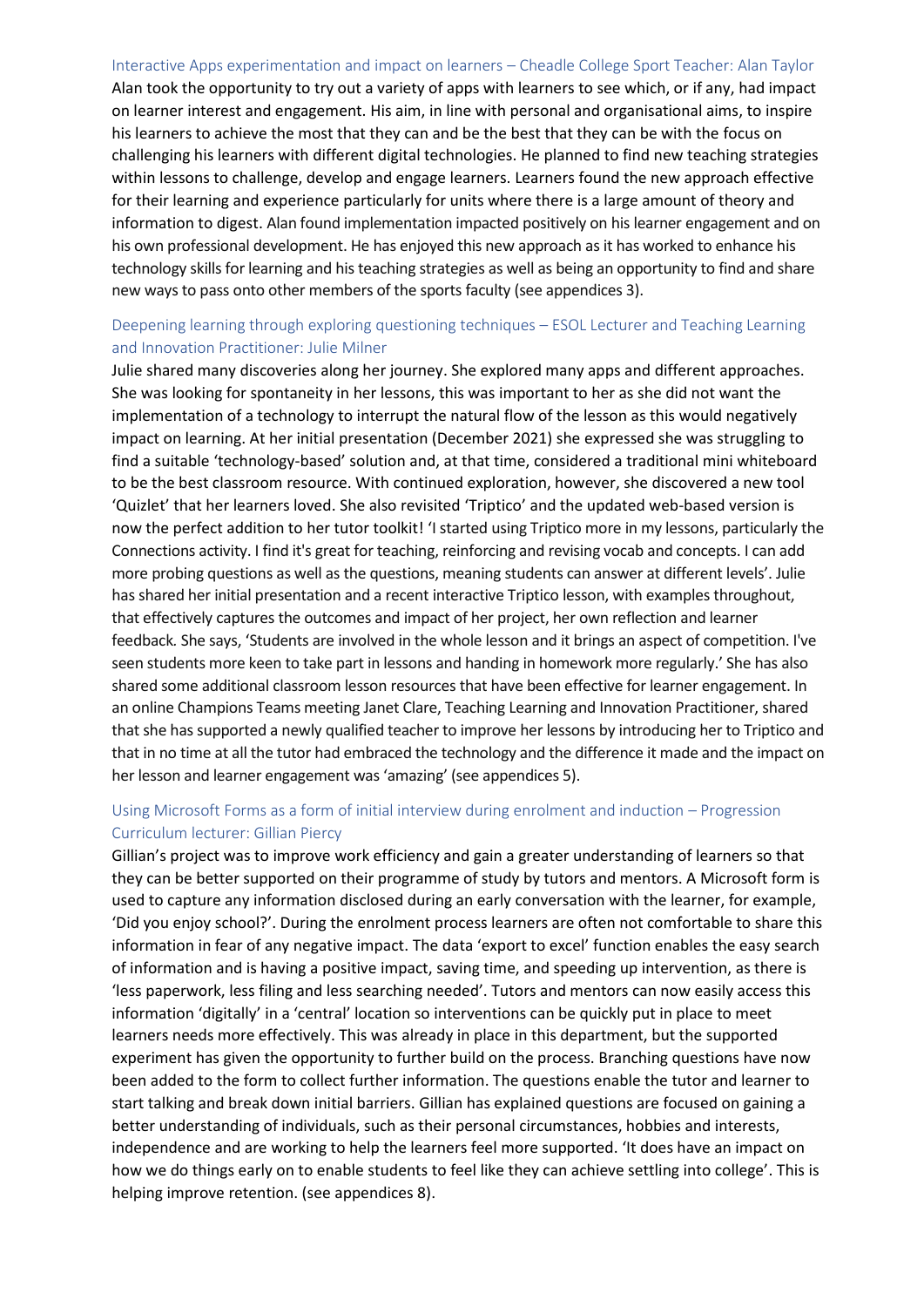### Interactive Apps experimentation and impact on learners – Cheadle College Sport Teacher: Alan Taylor

Alan took the opportunity to try out a variety of apps with learners to see which, or if any, had impact on learner interest and engagement. His aim, in line with personal and organisational aims, to inspire his learners to achieve the most that they can and be the best that they can be with the focus on challenging his learners with different digital technologies. He planned to find new teaching strategies within lessons to challenge, develop and engage learners. Learners found the new approach effective for their learning and experience particularly for units where there is a large amount of theory and information to digest. Alan found implementation impacted positively on his learner engagement and on his own professional development. He has enjoyed this new approach as it has worked to enhance his technology skills for learning and his teaching strategies as well as being an opportunity to find and share new ways to pass onto other members of the sports faculty (see appendices 3).

### Deepening learning through exploring questioning techniques – ESOL Lecturer and Teaching Learning and Innovation Practitioner: Julie Milner

Julie shared many discoveries along her journey. She explored many apps and different approaches. She was looking for spontaneity in her lessons, this was important to her as she did not want the implementation of a technology to interrupt the natural flow of the lesson as this would negatively impact on learning. At her initial presentation (December 2021) she expressed she was struggling to find a suitable 'technology-based' solution and, at that time, considered a traditional mini whiteboard to be the best classroom resource. With continued exploration, however, she discovered a new tool 'Quizlet' that her learners loved. She also revisited 'Triptico' and the updated web-based version is now the perfect addition to her tutor toolkit! 'I started using Triptico more in my lessons, particularly the Connections activity. I find it's great for teaching, reinforcing and revising vocab and concepts. I can add more probing questions as well as the questions, meaning students can answer at different levels'. Julie has shared her initial presentation and a recent interactive Triptico lesson, with examples throughout, that effectively captures the outcomes and impact of her project, her own reflection and learner feedback. She says, 'Students are involved in the whole lesson and it brings an aspect of competition. I've seen students more keen to take part in lessons and handing in homework more regularly.' She has also shared some additional classroom lesson resources that have been effective for learner engagement. In an online Champions Teams meeting Janet Clare, Teaching Learning and Innovation Practitioner, shared that she has supported a newly qualified teacher to improve her lessons by introducing her to Triptico and that in no time at all the tutor had embraced the technology and the difference it made and the impact on her lesson and learner engagement was 'amazing' (see appendices 5).

### Using Microsoft Forms as a form of initial interview during enrolment and induction – Progression Curriculum lecturer: Gillian Piercy

Gillian's project was to improve work efficiency and gain a greater understanding of learners so that they can be better supported on their programme of study by tutors and mentors. A Microsoft form is used to capture any information disclosed during an early conversation with the learner, for example, 'Did you enjoy school?'. During the enrolment process learners are often not comfortable to share this information in fear of any negative impact. The data 'export to excel' function enables the easy search of information and is having a positive impact, saving time, and speeding up intervention, as there is 'less paperwork, less filing and less searching needed'. Tutors and mentors can now easily access this information 'digitally' in a 'central' location so interventions can be quickly put in place to meet learners needs more effectively. This was already in place in this department, but the supported experiment has given the opportunity to further build on the process. Branching questions have now been added to the form to collect further information. The questions enable the tutor and learner to start talking and break down initial barriers. Gillian has explained questions are focused on gaining a better understanding of individuals, such as their personal circumstances, hobbies and interests, independence and are working to help the learners feel more supported. 'It does have an impact on how we do things early on to enable students to feel like they can achieve settling into college'. This is helping improve retention. (see appendices 8).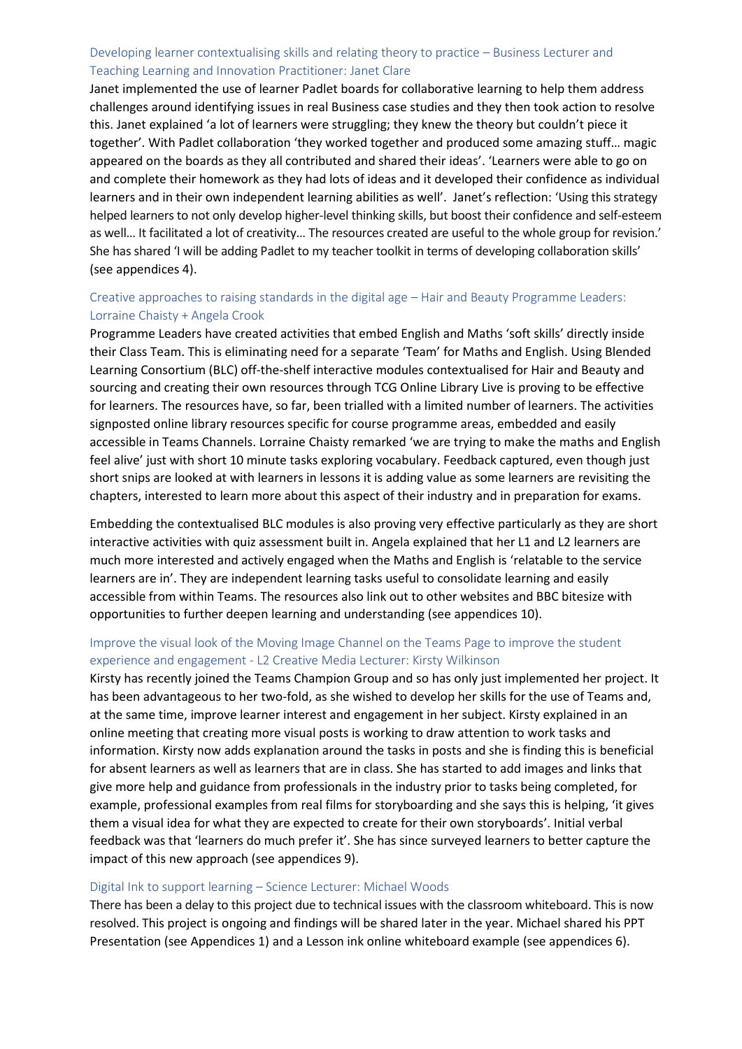### Developing learner contextualising skills and relating theory to practice – Business Lecturer and Teaching Learning and Innovation Practitioner: Janet Clare

Janet implemented the use of learner Padlet boards for collaborative learning to help them address challenges around identifying issues in real Business case studies and they then took action to resolve this. Janet explained 'a lot of learners were struggling; they knew the theory but couldn't piece it together'. With Padlet collaboration 'they worked together and produced some amazing stuff… magic appeared on the boards as they all contributed and shared their ideas'. 'Learners were able to go on and complete their homework as they had lots of ideas and it developed their confidence as individual learners and in their own independent learning abilities as well'. Janet's reflection: 'Using this strategy helped learners to not only develop higher-level thinking skills, but boost their confidence and self-esteem as well… It facilitated a lot of creativity… The resources created are useful to the whole group for revision.' She has shared 'I will be adding Padlet to my teacher toolkit in terms of developing collaboration skills' (see appendices 4).

### Creative approaches to raising standards in the digital age – Hair and Beauty Programme Leaders: Lorraine Chaisty + Angela Crook

Programme Leaders have created activities that embed English and Maths 'soft skills' directly inside their Class Team. This is eliminating need for a separate 'Team' for Maths and English. Using Blended Learning Consortium (BLC) off-the-shelf interactive modules contextualised for Hair and Beauty and sourcing and creating their own resources through TCG Online Library Live is proving to be effective for learners. The resources have, so far, been trialled with a limited number of learners. The activities signposted online library resources specific for course programme areas, embedded and easily accessible in Teams Channels. Lorraine Chaisty remarked 'we are trying to make the maths and English feel alive' just with short 10 minute tasks exploring vocabulary. Feedback captured, even though just short snips are looked at with learners in lessons it is adding value as some learners are revisiting the chapters, interested to learn more about this aspect of their industry and in preparation for exams.

Embedding the contextualised BLC modules is also proving very effective particularly as they are short interactive activities with quiz assessment built in. Angela explained that her L1 and L2 learners are much more interested and actively engaged when the Maths and English is 'relatable to the service learners are in'. They are independent learning tasks useful to consolidate learning and easily accessible from within Teams. The resources also link out to other websites and BBC bitesize with opportunities to further deepen learning and understanding (see appendices 10).

### Improve the visual look of the Moving Image Channel on the Teams Page to improve the student experience and engagement - L2 Creative Media Lecturer: Kirsty Wilkinson

Kirsty has recently joined the Teams Champion Group and so has only just implemented her project. It has been advantageous to her two-fold, as she wished to develop her skills for the use of Teams and, at the same time, improve learner interest and engagement in her subject. Kirsty explained in an online meeting that creating more visual posts is working to draw attention to work tasks and information. Kirsty now adds explanation around the tasks in posts and she is finding this is beneficial for absent learners as well as learners that are in class. She has started to add images and links that give more help and guidance from professionals in the industry prior to tasks being completed, for example, professional examples from real films for storyboarding and she says this is helping, 'it gives them a visual idea for what they are expected to create for their own storyboards'. Initial verbal feedback was that 'learners do much prefer it'. She has since surveyed learners to better capture the impact of this new approach (see appendices 9).

### Digital Ink to support learning – Science Lecturer: Michael Woods

There has been a delay to this project due to technical issues with the classroom whiteboard. This is now resolved. This project is ongoing and findings will be shared later in the year. Michael shared his PPT Presentation (see Appendices 1) and a Lesson ink online whiteboard example (see appendices 6).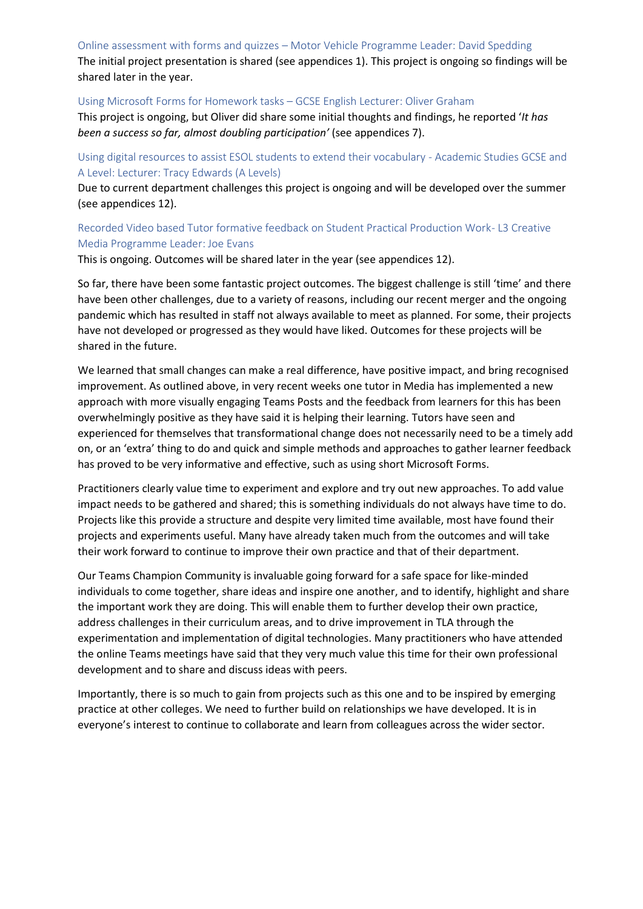### Online assessment with forms and quizzes – Motor Vehicle Programme Leader: David Spedding

The initial project presentation is shared (see appendices 1). This project is ongoing so findings will be shared later in the year.

### Using Microsoft Forms for Homework tasks – GCSE English Lecturer: Oliver Graham

This project is ongoing, but Oliver did share some initial thoughts and findings, he reported '*It has been a success so far, almost doubling participation'* (see appendices 7).

### Using digital resources to assist ESOL students to extend their vocabulary - Academic Studies GCSE and A Level: Lecturer: Tracy Edwards (A Levels)

Due to current department challenges this project is ongoing and will be developed over the summer (see appendices 12).

### Recorded Video based Tutor formative feedback on Student Practical Production Work- L3 Creative Media Programme Leader: Joe Evans

This is ongoing. Outcomes will be shared later in the year (see appendices 12).

So far, there have been some fantastic project outcomes. The biggest challenge is still 'time' and there have been other challenges, due to a variety of reasons, including our recent merger and the ongoing pandemic which has resulted in staff not always available to meet as planned. For some, their projects have not developed or progressed as they would have liked. Outcomes for these projects will be shared in the future.

We learned that small changes can make a real difference, have positive impact, and bring recognised improvement. As outlined above, in very recent weeks one tutor in Media has implemented a new approach with more visually engaging Teams Posts and the feedback from learners for this has been overwhelmingly positive as they have said it is helping their learning. Tutors have seen and experienced for themselves that transformational change does not necessarily need to be a timely add on, or an 'extra' thing to do and quick and simple methods and approaches to gather learner feedback has proved to be very informative and effective, such as using short Microsoft Forms.

Practitioners clearly value time to experiment and explore and try out new approaches. To add value impact needs to be gathered and shared; this is something individuals do not always have time to do. Projects like this provide a structure and despite very limited time available, most have found their projects and experiments useful. Many have already taken much from the outcomes and will take their work forward to continue to improve their own practice and that of their department.

Our Teams Champion Community is invaluable going forward for a safe space for like-minded individuals to come together, share ideas and inspire one another, and to identify, highlight and share the important work they are doing. This will enable them to further develop their own practice, address challenges in their curriculum areas, and to drive improvement in TLA through the experimentation and implementation of digital technologies. Many practitioners who have attended the online Teams meetings have said that they very much value this time for their own professional development and to share and discuss ideas with peers.

Importantly, there is so much to gain from projects such as this one and to be inspired by emerging practice at other colleges. We need to further build on relationships we have developed. It is in everyone's interest to continue to collaborate and learn from colleagues across the wider sector.